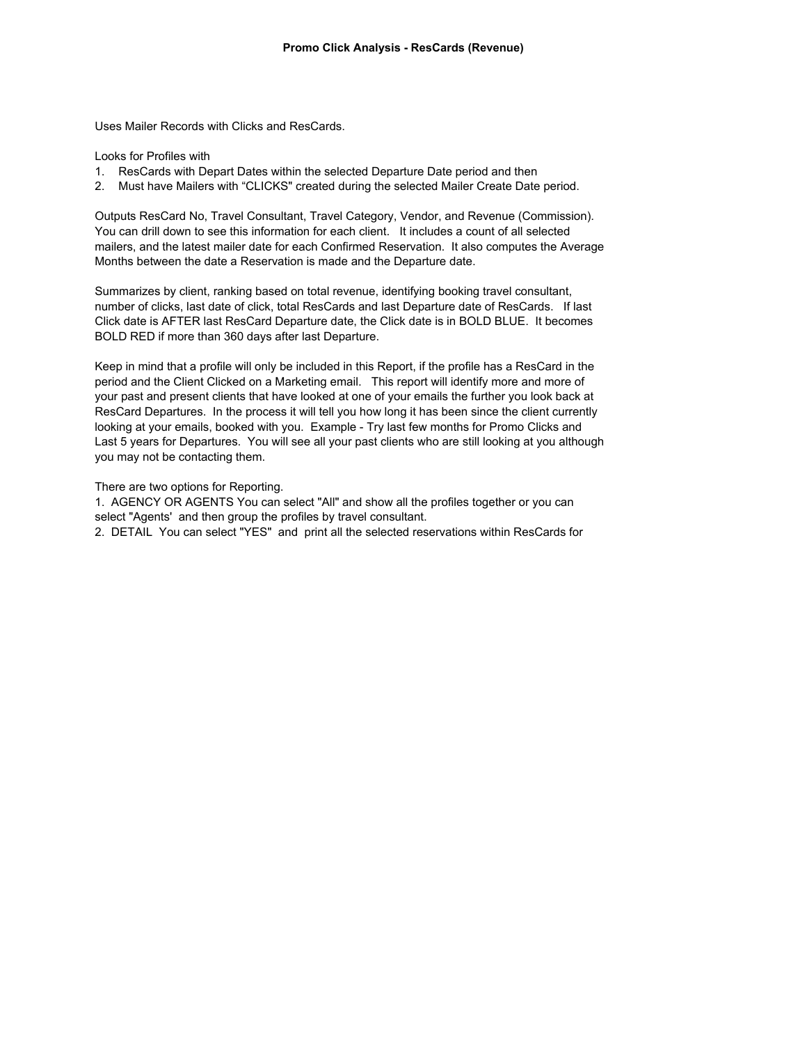# Promo Click Analysis - ResCards (Revenue)

Uses Mailer Records with Clicks and ResCards.

Looks for Profiles with

1. ResCards with Depart Dates within the selected Departure Date period and then
2. Must have Mailers with "CLICKS" created during the selected Mailer Create Date period.

Outputs ResCard No, Travel Consultant, Travel Category, Vendor, and Revenue (Commission). You can drill down to see this information for each client. It includes a count of all selected mailers, and the latest mailer date for each Confirmed Reservation. It also computes the Average Months between the date a Reservation is made and the Departure date.

Summarizes by client, ranking based on total revenue, identifying booking travel consultant, number of clicks, last date of click, total ResCards and last Departure date of ResCards. If last Click date is AFTER last ResCard Departure date, the Click date is in BOLD BLUE. It becomes BOLD RED if more than 360 days after last Departure.

Keep in mind that a profile will only be included in this Report, if the profile has a ResCard in the period and the Client Clicked on a Marketing email. This report will identify more and more of your past and present clients that have looked at one of your emails the further you look back at ResCard Departures. In the process it will tell you how long it has been since the client currently looking at your emails, booked with you. Example - Try last few months for Promo Clicks and Last 5 years for Departures. You will see all your past clients who are still looking at you although you may not be contacting them.

There are two options for Reporting.

1. AGENCY OR AGENTS You can select "All" and show all the profiles together or you can select "Agents' and then group the profiles by travel consultant.
2. DETAIL You can select "YES" and print all the selected reservations within ResCards for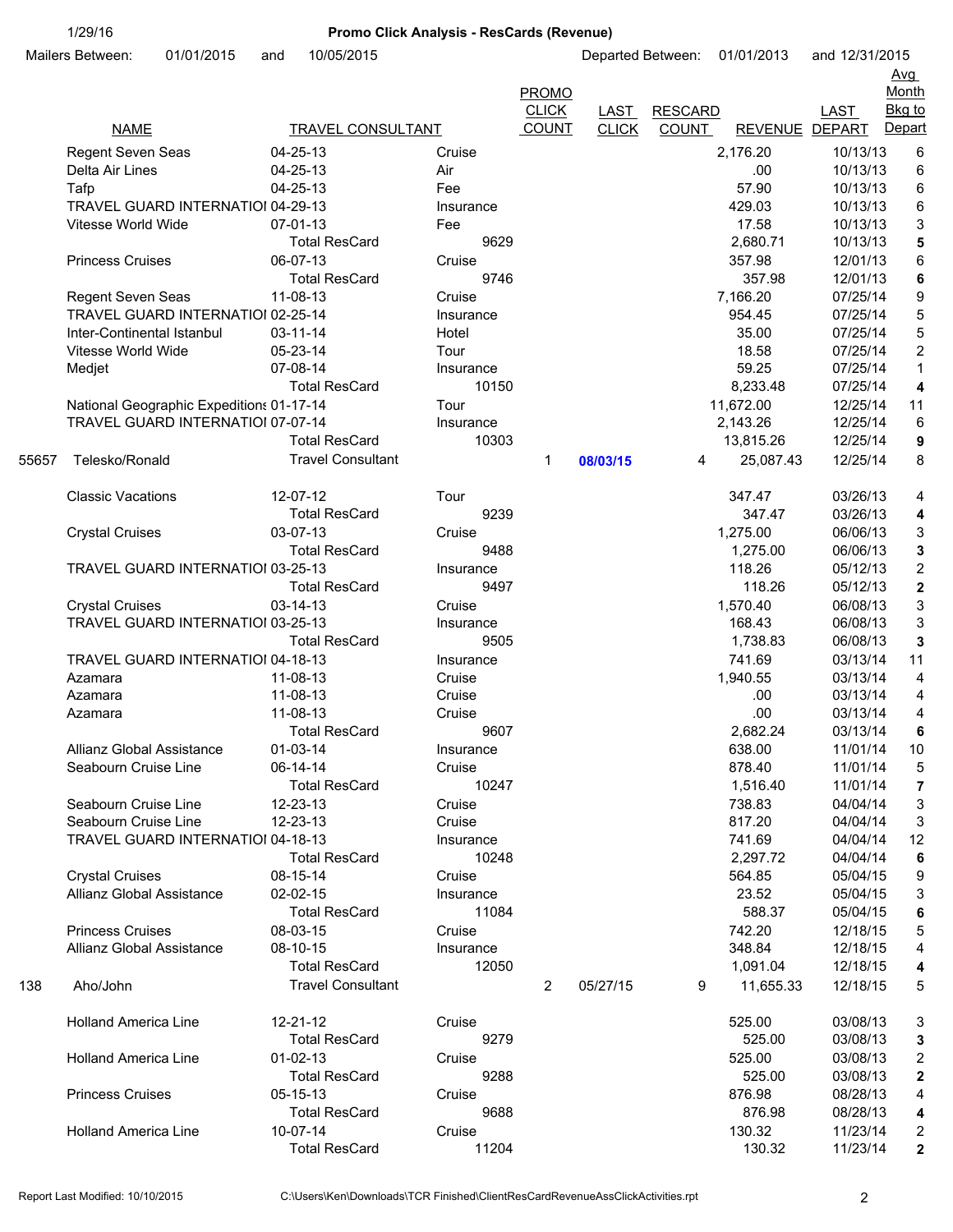1/29/16 **Promo Click Analysis - ResCards (Revenue)**

Mailers Between: 01/01/2015 and 10/05/2015 Departed Between: 01/01/2013 and 12/31/2015

| | NAME | TRAVEL CONSULTANT | | PROMO CLICK COUNT | LAST CLICK | RESCARD COUNT | REVENUE | LAST DEPART | Avg Month Bkg to Depart |
|---|---|---|---|---|---|---|---|---|---|
| | Regent Seven Seas | 04-25-13 | Cruise | | | | 2,176.20 | 10/13/13 | 6 |
| | Delta Air Lines | 04-25-13 | Air | | | | .00 | 10/13/13 | 6 |
| | Tafp | 04-25-13 | Fee | | | | 57.90 | 10/13/13 | 6 |
| | TRAVEL GUARD INTERNATIOI | 04-29-13 | Insurance | | | | 429.03 | 10/13/13 | 6 |
| | Vitesse World Wide | 07-01-13 | Fee | | | | 17.58 | 10/13/13 | 3 |
| | | Total ResCard | 9629 | | | | 2,680.71 | 10/13/13 | **5** |
| | Princess Cruises | 06-07-13 | Cruise | | | | 357.98 | 12/01/13 | 6 |
| | | Total ResCard | 9746 | | | | 357.98 | 12/01/13 | **6** |
| | Regent Seven Seas | 11-08-13 | Cruise | | | | 7,166.20 | 07/25/14 | 9 |
| | TRAVEL GUARD INTERNATIOI | 02-25-14 | Insurance | | | | 954.45 | 07/25/14 | 5 |
| | Inter-Continental Istanbul | 03-11-14 | Hotel | | | | 35.00 | 07/25/14 | 5 |
| | Vitesse World Wide | 05-23-14 | Tour | | | | 18.58 | 07/25/14 | 2 |
| | Medjet | 07-08-14 | Insurance | | | | 59.25 | 07/25/14 | 1 |
| | | Total ResCard | 10150 | | | | 8,233.48 | 07/25/14 | **4** |
| | National Geographic Expeditions | 01-17-14 | Tour | | | | 11,672.00 | 12/25/14 | 11 |
| | TRAVEL GUARD INTERNATIOI | 07-07-14 | Insurance | | | | 2,143.26 | 12/25/14 | 6 |
| | | Total ResCard | 10303 | | | | 13,815.26 | 12/25/14 | **9** |
| 55657 | Telesko/Ronald | Travel Consultant | | 1 | **08/03/15** | 4 | 25,087.43 | 12/25/14 | 8 |
| | Classic Vacations | 12-07-12 | Tour | | | | 347.47 | 03/26/13 | 4 |
| | | Total ResCard | 9239 | | | | 347.47 | 03/26/13 | **4** |
| | Crystal Cruises | 03-07-13 | Cruise | | | | 1,275.00 | 06/06/13 | 3 |
| | | Total ResCard | 9488 | | | | 1,275.00 | 06/06/13 | **3** |
| | TRAVEL GUARD INTERNATIOI | 03-25-13 | Insurance | | | | 118.26 | 05/12/13 | 2 |
| | | Total ResCard | 9497 | | | | 118.26 | 05/12/13 | **2** |
| | Crystal Cruises | 03-14-13 | Cruise | | | | 1,570.40 | 06/08/13 | 3 |
| | TRAVEL GUARD INTERNATIOI | 03-25-13 | Insurance | | | | 168.43 | 06/08/13 | 3 |
| | | Total ResCard | 9505 | | | | 1,738.83 | 06/08/13 | **3** |
| | TRAVEL GUARD INTERNATIOI | 04-18-13 | Insurance | | | | 741.69 | 03/13/14 | 11 |
| | Azamara | 11-08-13 | Cruise | | | | 1,940.55 | 03/13/14 | 4 |
| | Azamara | 11-08-13 | Cruise | | | | .00 | 03/13/14 | 4 |
| | Azamara | 11-08-13 | Cruise | | | | .00 | 03/13/14 | 4 |
| | | Total ResCard | 9607 | | | | 2,682.24 | 03/13/14 | **6** |
| | Allianz Global Assistance | 01-03-14 | Insurance | | | | 638.00 | 11/01/14 | 10 |
| | Seabourn Cruise Line | 06-14-14 | Cruise | | | | 878.40 | 11/01/14 | 5 |
| | | Total ResCard | 10247 | | | | 1,516.40 | 11/01/14 | **7** |
| | Seabourn Cruise Line | 12-23-13 | Cruise | | | | 738.83 | 04/04/14 | 3 |
| | Seabourn Cruise Line | 12-23-13 | Cruise | | | | 817.20 | 04/04/14 | 3 |
| | TRAVEL GUARD INTERNATIOI | 04-18-13 | Insurance | | | | 741.69 | 04/04/14 | 12 |
| | | Total ResCard | 10248 | | | | 2,297.72 | 04/04/14 | **6** |
| | Crystal Cruises | 08-15-14 | Cruise | | | | 564.85 | 05/04/15 | 9 |
| | Allianz Global Assistance | 02-02-15 | Insurance | | | | 23.52 | 05/04/15 | 3 |
| | | Total ResCard | 11084 | | | | 588.37 | 05/04/15 | **6** |
| | Princess Cruises | 08-03-15 | Cruise | | | | 742.20 | 12/18/15 | 5 |
| | Allianz Global Assistance | 08-10-15 | Insurance | | | | 348.84 | 12/18/15 | 4 |
| | | Total ResCard | 12050 | | | | 1,091.04 | 12/18/15 | **4** |
| 138 | Aho/John | Travel Consultant | | 2 | 05/27/15 | 9 | 11,655.33 | 12/18/15 | 5 |
| | Holland America Line | 12-21-12 | Cruise | | | | 525.00 | 03/08/13 | 3 |
| | | Total ResCard | 9279 | | | | 525.00 | 03/08/13 | **3** |
| | Holland America Line | 01-02-13 | Cruise | | | | 525.00 | 03/08/13 | 2 |
| | | Total ResCard | 9288 | | | | 525.00 | 03/08/13 | **2** |
| | Princess Cruises | 05-15-13 | Cruise | | | | 876.98 | 08/28/13 | 4 |
| | | Total ResCard | 9688 | | | | 876.98 | 08/28/13 | **4** |
| | Holland America Line | 10-07-14 | Cruise | | | | 130.32 | 11/23/14 | 2 |
| | | Total ResCard | 11204 | | | | 130.32 | 11/23/14 | **2** |

Report Last Modified: 10/10/2015 C:\Users\Ken\Downloads\TCR Finished\ClientResCardRevenueAssClickActivities.rpt